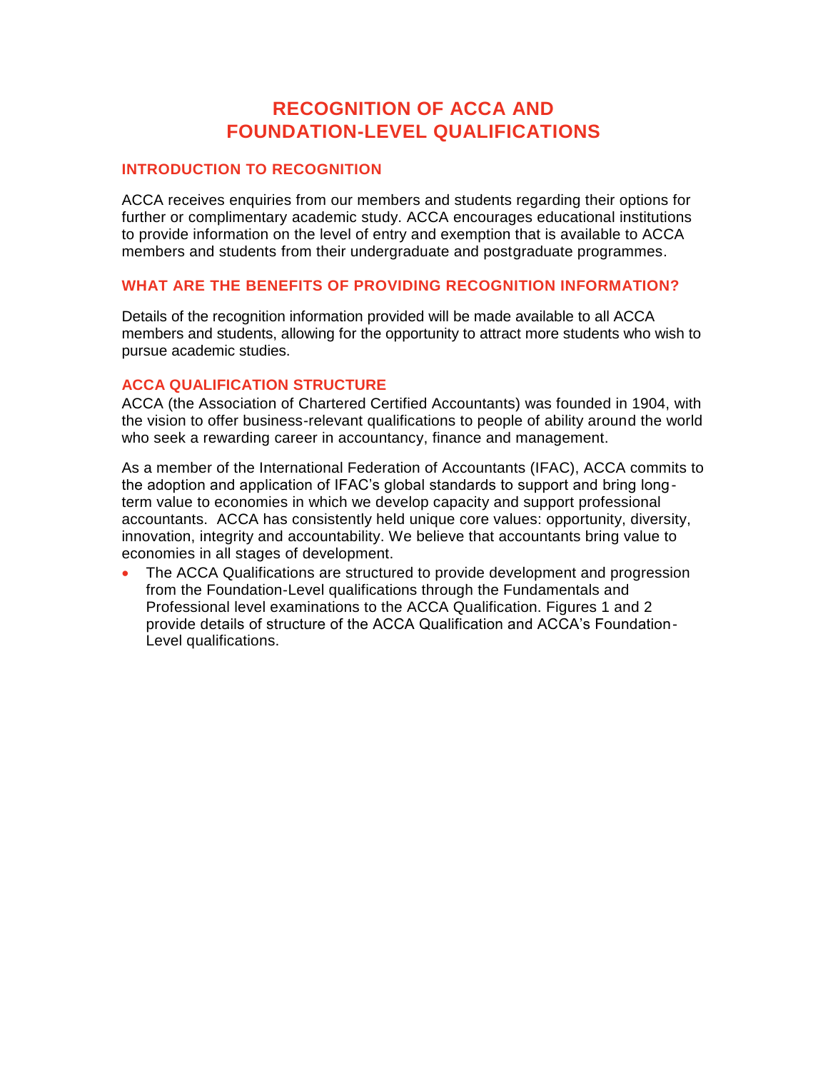# RECOGNITION OF ACCA AND FOUNDATION-LEVEL QUALIFICATIONS

## INTRODUCTION TO RECOGNITION

ACCA receives enquiries from our members and students regarding their options for further or complimentary academic study. ACCA encourages educational institutions to provide information on the level of entry and exemption that is available to ACCA members and students from their undergraduate and postgraduate programmes.

## WHAT ARE THE BENEFITS OF PROVIDING RECOGNITION INFORMATION?

Details of the recognition information provided will be made available to all ACCA members and students, allowing for the opportunity to attract more students who wish to pursue academic studies.

## ACCA QUALIFICATION STRUCTURE

ACCA (the Association of Chartered Certified Accountants) was founded in 1904, with the vision to offer business-relevant qualifications to people of ability around the world who seek a rewarding career in accountancy, finance and management.

As a member of the International Federation of Accountants (IFAC), ACCA commits to the adoption and application of IFAC's global standards to support and bring long-term value to economies in which we develop capacity and support professional accountants. ACCA has consistently held unique core values: opportunity, diversity, innovation, integrity and accountability. We believe that accountants bring value to economies in all stages of development.

- The ACCA Qualifications are structured to provide development and progression from the Foundation-Level qualifications through the Fundamentals and Professional level examinations to the ACCA Qualification. Figures 1 and 2 provide details of structure of the ACCA Qualification and ACCA's Foundation-Level qualifications.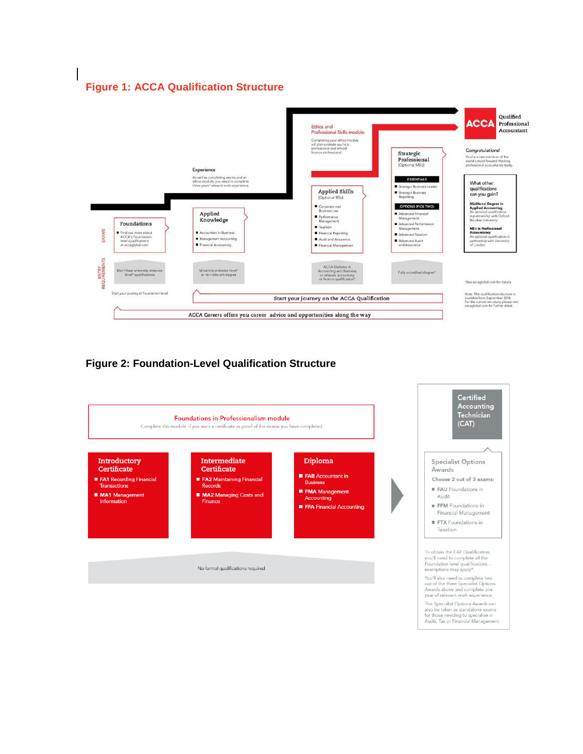## Figure 1: ACCA Qualification Structure

ACCA Qualified Professional Accountant

**Ethics and Professional Skills module**

Completing your ethics module will demonstrate you're a professional and ethical finance professional.

**Experience**

As well as completing exams and an ethics module, you need to complete three years' relevant work experience.

**Foundations**

- Find out more about ACCA's Foundation-level qualifications at accaglobal.com

**Applied Knowledge**

- Accountant in Business
- Management Accounting
- Financial Accounting

**Applied Skills** (Optional BSc)

- Corporate and Business Law
- Performance Management
- Taxation
- Financial Reporting
- Audit and Assurance
- Financial Management

**Strategic Professional** (Optional MSc)

ESSENTIALS

- Strategic Business Leader
- Strategic Business Reporting

OPTIONS (PICK TWO)

- Advanced Financial Management
- Advanced Performance Management
- Advanced Taxation
- Advanced Audit and Assurance

**Congratulations!**

You're a new member of the world's most forward-thinking professional accountancy body.

**What other qualifications can you gain?**

**BSc(Hons) Degree in Applied Accounting** – An optional qualification in partnership with Oxford Brookes University

**MSc in Professional Accountancy** – An optional qualification in partnership with University of London

EXAMS

ENTRY REQUIREMENTS

- Don't have university-entrance level* qualifications
- University-entrance level* or non-relevant degree
- ACCA Diploma in Accounting and Business or relevant accounting or finance qualification*
- Fully accredited degree*

*See accaglobal.com for details

Start your journey at Foundation level

Start your journey on the ACCA Qualification

*ACCA Careers* offers you career advice and opportunities along the way

Note: This qualification structure is available from September 2018. For the current structure, please visit accaglobal.com for further detail.

## Figure 2: Foundation-Level Qualification Structure

**Foundations in Professionalism module**

Complete this module if you want a certificate as proof of the exams you have completed.

**Introductory Certificate**

- **FA1** Recording Financial Transactions
- **MA1** Management Information

**Intermediate Certificate**

- **FA2** Maintaining Financial Records
- **MA2** Managing Costs and Finance

**Diploma**

- **FAB** Accountant in Business
- **FMA** Management Accounting
- **FFA** Financial Accounting

No formal qualifications required

**Certified Accounting Technician (CAT)**

**Specialist Options Awards**

Choose 2 out of 3 exams:

- **FAU** Foundations in Audit
- **FFM** Foundations in Financial Management
- **FTX** Foundations in Taxation

To obtain the CAT Qualification, you'll need to complete all the Foundation level qualifications – exemptions may apply*.

You'll also need to complete two out of the three Specialist Options Awards above and complete one year of relevant work experience.

The Specialist Options Awards can also be taken as standalone exams for those needing to specialise in Audit, Tax or Financial Management.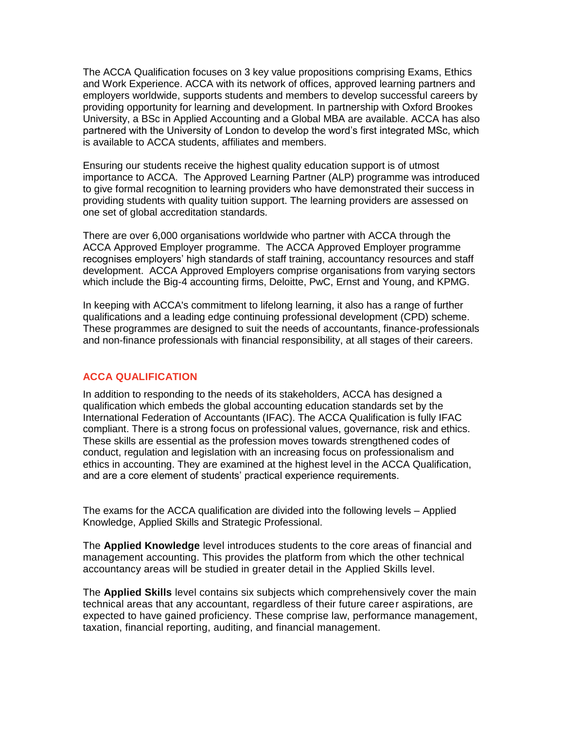The ACCA Qualification focuses on 3 key value propositions comprising Exams, Ethics and Work Experience. ACCA with its network of offices, approved learning partners and employers worldwide, supports students and members to develop successful careers by providing opportunity for learning and development. In partnership with Oxford Brookes University, a BSc in Applied Accounting and a Global MBA are available. ACCA has also partnered with the University of London to develop the word's first integrated MSc, which is available to ACCA students, affiliates and members.

Ensuring our students receive the highest quality education support is of utmost importance to ACCA. The Approved Learning Partner (ALP) programme was introduced to give formal recognition to learning providers who have demonstrated their success in providing students with quality tuition support. The learning providers are assessed on one set of global accreditation standards.

There are over 6,000 organisations worldwide who partner with ACCA through the ACCA Approved Employer programme. The ACCA Approved Employer programme recognises employers' high standards of staff training, accountancy resources and staff development. ACCA Approved Employers comprise organisations from varying sectors which include the Big-4 accounting firms, Deloitte, PwC, Ernst and Young, and KPMG.

In keeping with ACCA's commitment to lifelong learning, it also has a range of further qualifications and a leading edge continuing professional development (CPD) scheme. These programmes are designed to suit the needs of accountants, finance-professionals and non-finance professionals with financial responsibility, at all stages of their careers.

## ACCA QUALIFICATION

In addition to responding to the needs of its stakeholders, ACCA has designed a qualification which embeds the global accounting education standards set by the International Federation of Accountants (IFAC). The ACCA Qualification is fully IFAC compliant. There is a strong focus on professional values, governance, risk and ethics. These skills are essential as the profession moves towards strengthened codes of conduct, regulation and legislation with an increasing focus on professionalism and ethics in accounting. They are examined at the highest level in the ACCA Qualification, and are a core element of students' practical experience requirements.

The exams for the ACCA qualification are divided into the following levels – Applied Knowledge, Applied Skills and Strategic Professional.

The **Applied Knowledge** level introduces students to the core areas of financial and management accounting. This provides the platform from which the other technical accountancy areas will be studied in greater detail in the Applied Skills level.

The **Applied Skills** level contains six subjects which comprehensively cover the main technical areas that any accountant, regardless of their future career aspirations, are expected to have gained proficiency. These comprise law, performance management, taxation, financial reporting, auditing, and financial management.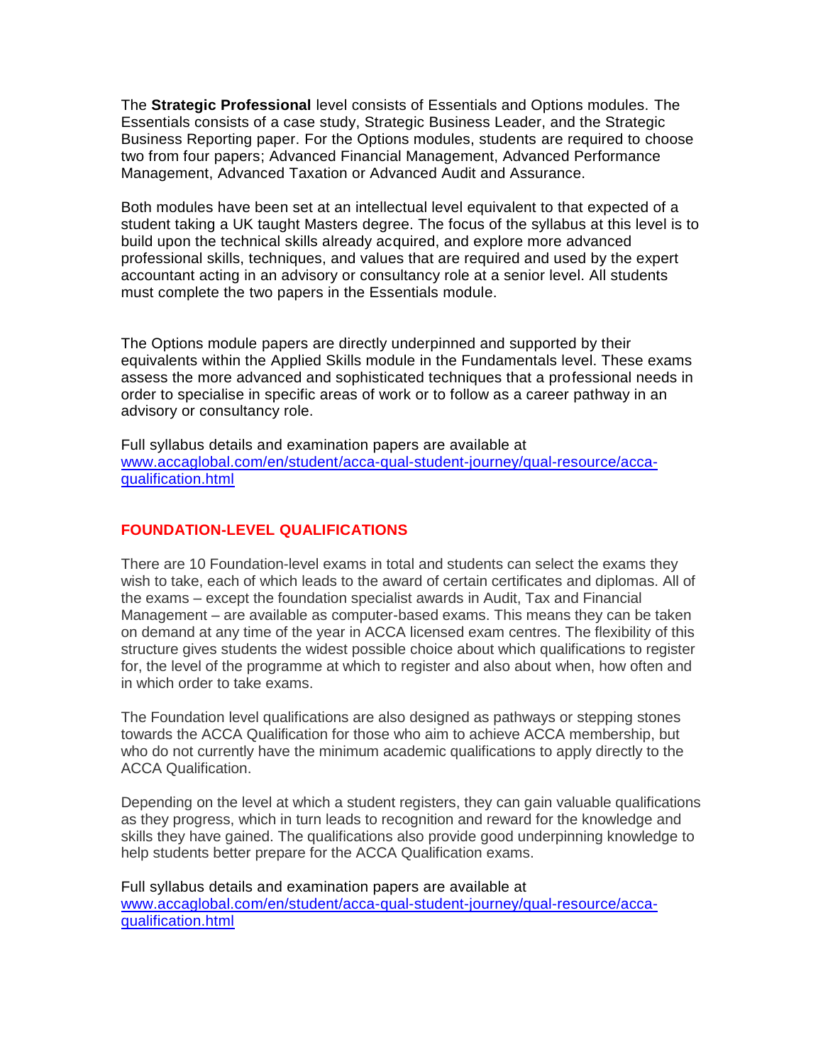The **Strategic Professional** level consists of Essentials and Options modules. The Essentials consists of a case study, Strategic Business Leader, and the Strategic Business Reporting paper. For the Options modules, students are required to choose two from four papers; Advanced Financial Management, Advanced Performance Management, Advanced Taxation or Advanced Audit and Assurance.

Both modules have been set at an intellectual level equivalent to that expected of a student taking a UK taught Masters degree. The focus of the syllabus at this level is to build upon the technical skills already acquired, and explore more advanced professional skills, techniques, and values that are required and used by the expert accountant acting in an advisory or consultancy role at a senior level. All students must complete the two papers in the Essentials module.

The Options module papers are directly underpinned and supported by their equivalents within the Applied Skills module in the Fundamentals level. These exams assess the more advanced and sophisticated techniques that a professional needs in order to specialise in specific areas of work or to follow as a career pathway in an advisory or consultancy role.

Full syllabus details and examination papers are available at [www.accaglobal.com/en/student/acca-qual-student-journey/qual-resource/acca-qualification.html](www.accaglobal.com/en/student/acca-qual-student-journey/qual-resource/acca-qualification.html)

## FOUNDATION-LEVEL QUALIFICATIONS

There are 10 Foundation-level exams in total and students can select the exams they wish to take, each of which leads to the award of certain certificates and diplomas. All of the exams – except the foundation specialist awards in Audit, Tax and Financial Management – are available as computer-based exams. This means they can be taken on demand at any time of the year in ACCA licensed exam centres. The flexibility of this structure gives students the widest possible choice about which qualifications to register for, the level of the programme at which to register and also about when, how often and in which order to take exams.

The Foundation level qualifications are also designed as pathways or stepping stones towards the ACCA Qualification for those who aim to achieve ACCA membership, but who do not currently have the minimum academic qualifications to apply directly to the ACCA Qualification.

Depending on the level at which a student registers, they can gain valuable qualifications as they progress, which in turn leads to recognition and reward for the knowledge and skills they have gained. The qualifications also provide good underpinning knowledge to help students better prepare for the ACCA Qualification exams.

Full syllabus details and examination papers are available at [www.accaglobal.com/en/student/acca-qual-student-journey/qual-resource/acca-qualification.html](www.accaglobal.com/en/student/acca-qual-student-journey/qual-resource/acca-qualification.html)